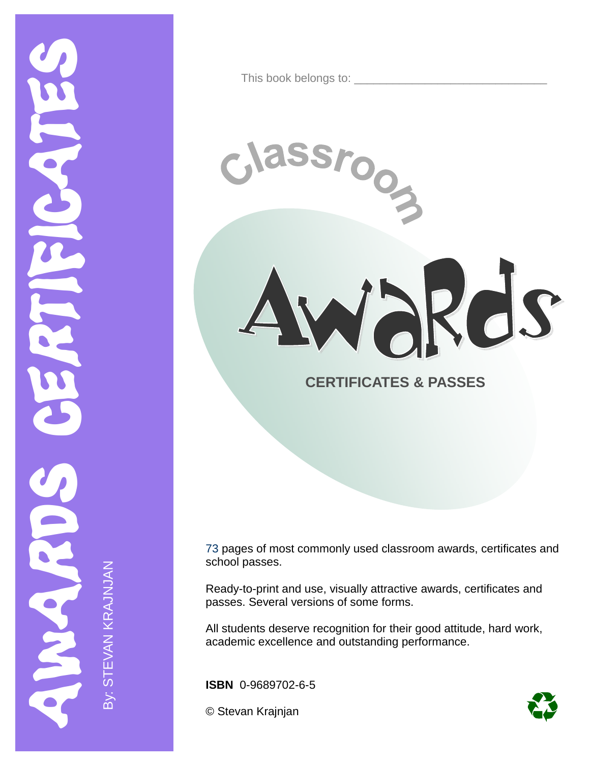AWARDS CERTIFICATES

By: STEVAN KRAJNJAN

This book belongs to: ______________________________

# Classroom Awards

## CERTIFICATES & PASSES

73 pages of most commonly used classroom awards, certificates and school passes.

Ready-to-print and use, visually attractive awards, certificates and passes. Several versions of some forms.

All students deserve recognition for their good attitude, hard work, academic excellence and outstanding performance.

**ISBN** 0-9689702-6-5

© Stevan Krajnjan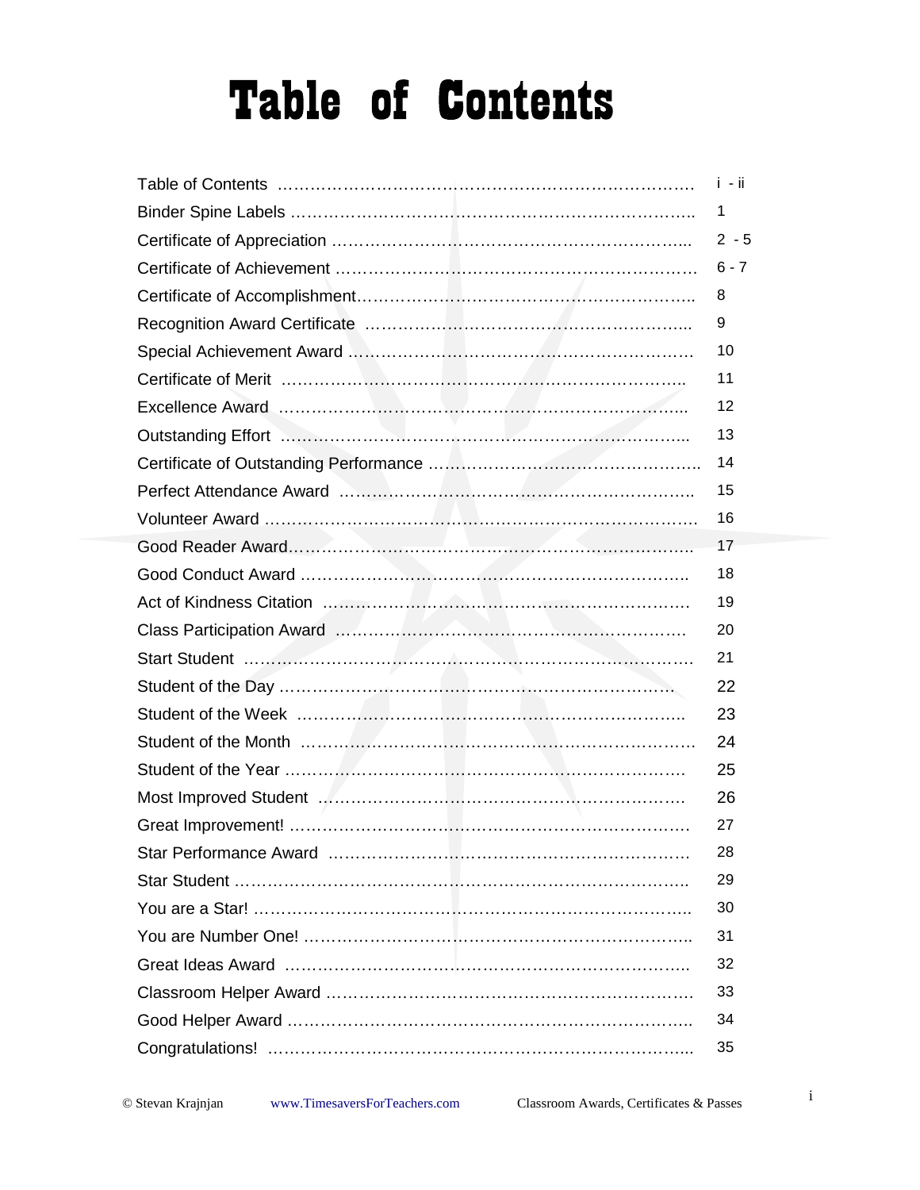# Table of Contents

| | |
|---|---|
| Table of Contents | i - ii |
| Binder Spine Labels | 1 |
| Certificate of Appreciation | 2 - 5 |
| Certificate of Achievement | 6 - 7 |
| Certificate of Accomplishment | 8 |
| Recognition Award Certificate | 9 |
| Special Achievement Award | 10 |
| Certificate of Merit | 11 |
| Excellence Award | 12 |
| Outstanding Effort | 13 |
| Certificate of Outstanding Performance | 14 |
| Perfect Attendance Award | 15 |
| Volunteer Award | 16 |
| Good Reader Award | 17 |
| Good Conduct Award | 18 |
| Act of Kindness Citation | 19 |
| Class Participation Award | 20 |
| Start Student | 21 |
| Student of the Day | 22 |
| Student of the Week | 23 |
| Student of the Month | 24 |
| Student of the Year | 25 |
| Most Improved Student | 26 |
| Great Improvement! | 27 |
| Star Performance Award | 28 |
| Star Student | 29 |
| You are a Star! | 30 |
| You are Number One! | 31 |
| Great Ideas Award | 32 |
| Classroom Helper Award | 33 |
| Good Helper Award | 34 |
| Congratulations! | 35 |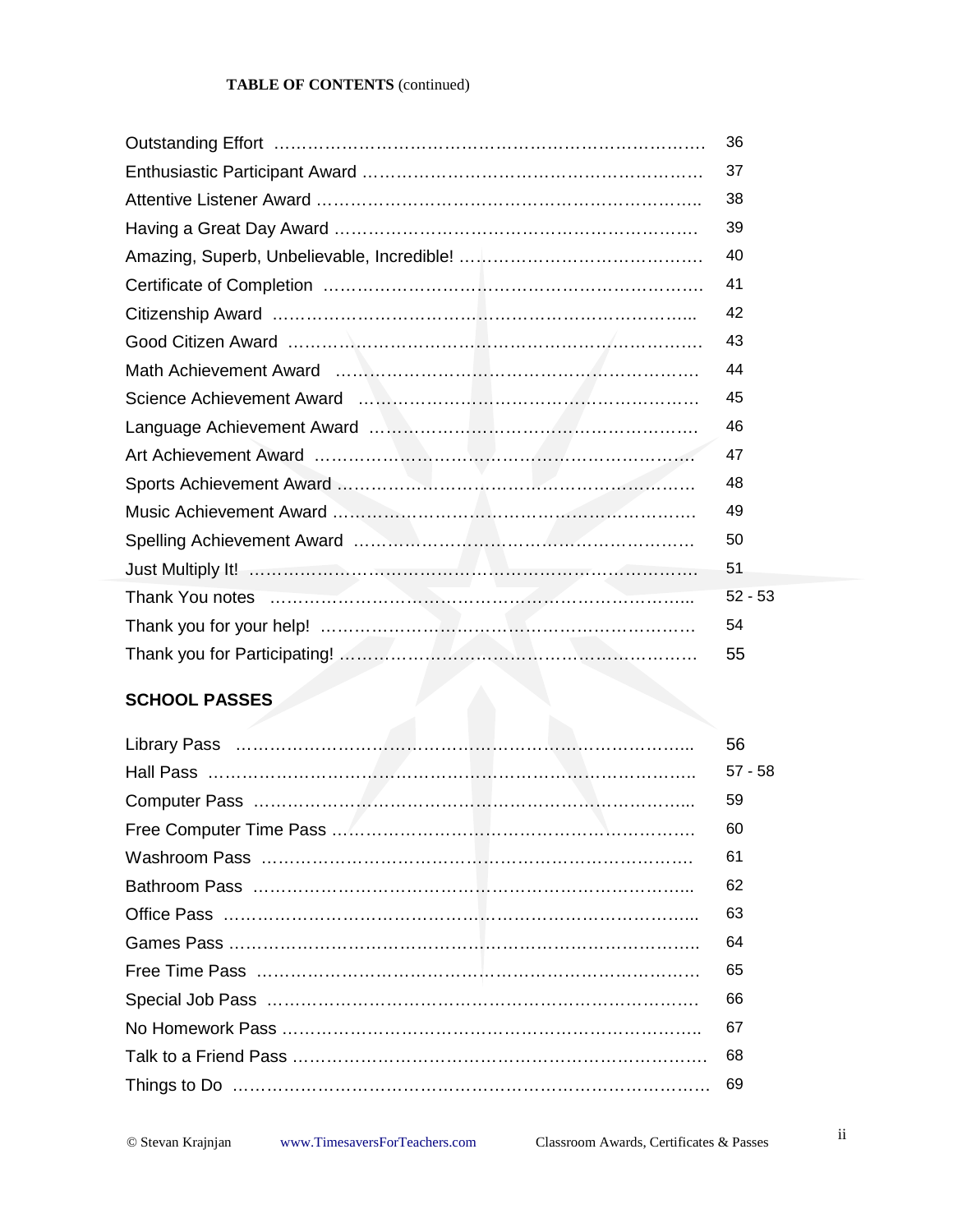**TABLE OF CONTENTS** (continued)

| | |
|---|---|
| Outstanding Effort | 36 |
| Enthusiastic Participant Award | 37 |
| Attentive Listener Award | 38 |
| Having a Great Day Award | 39 |
| Amazing, Superb, Unbelievable, Incredible! | 40 |
| Certificate of Completion | 41 |
| Citizenship Award | 42 |
| Good Citizen Award | 43 |
| Math Achievement Award | 44 |
| Science Achievement Award | 45 |
| Language Achievement Award | 46 |
| Art Achievement Award | 47 |
| Sports Achievement Award | 48 |
| Music Achievement Award | 49 |
| Spelling Achievement Award | 50 |
| Just Multiply It! | 51 |
| Thank You notes | 52 - 53 |
| Thank you for your help! | 54 |
| Thank you for Participating! | 55 |

**SCHOOL PASSES**

| | |
|---|---|
| Library Pass | 56 |
| Hall Pass | 57 - 58 |
| Computer Pass | 59 |
| Free Computer Time Pass | 60 |
| Washroom Pass | 61 |
| Bathroom Pass | 62 |
| Office Pass | 63 |
| Games Pass | 64 |
| Free Time Pass | 65 |
| Special Job Pass | 66 |
| No Homework Pass | 67 |
| Talk to a Friend Pass | 68 |
| Things to Do | 69 |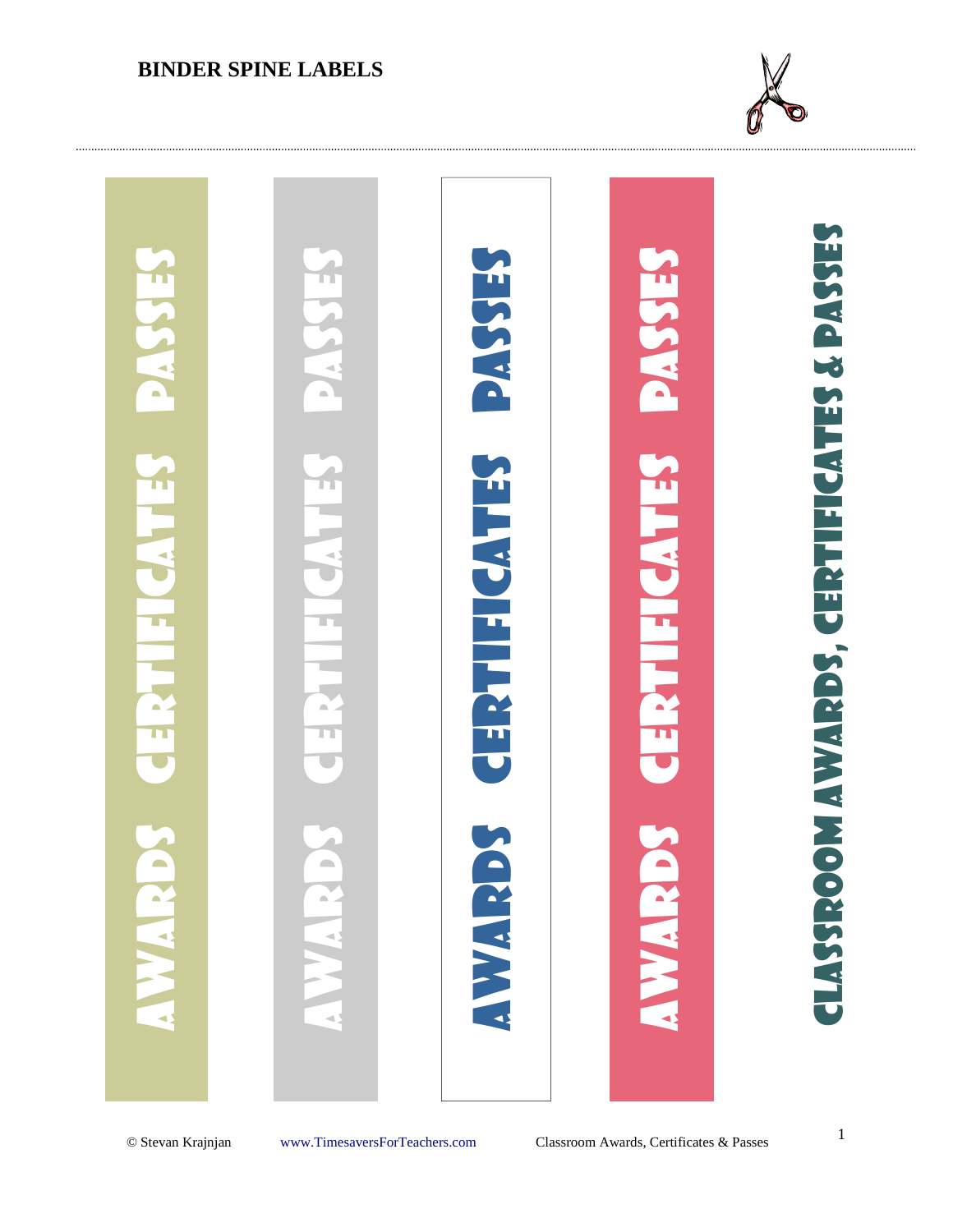**BINDER SPINE LABELS**

AWARDS CERTIFICATES PASSES

AWARDS CERTIFICATES PASSES

AWARDS CERTIFICATES PASSES

AWARDS CERTIFICATES PASSES

CLASSROOM AWARDS, CERTIFICATES & PASSES

© Stevan Krajnjan www.TimesaversForTeachers.com Classroom Awards, Certificates & Passes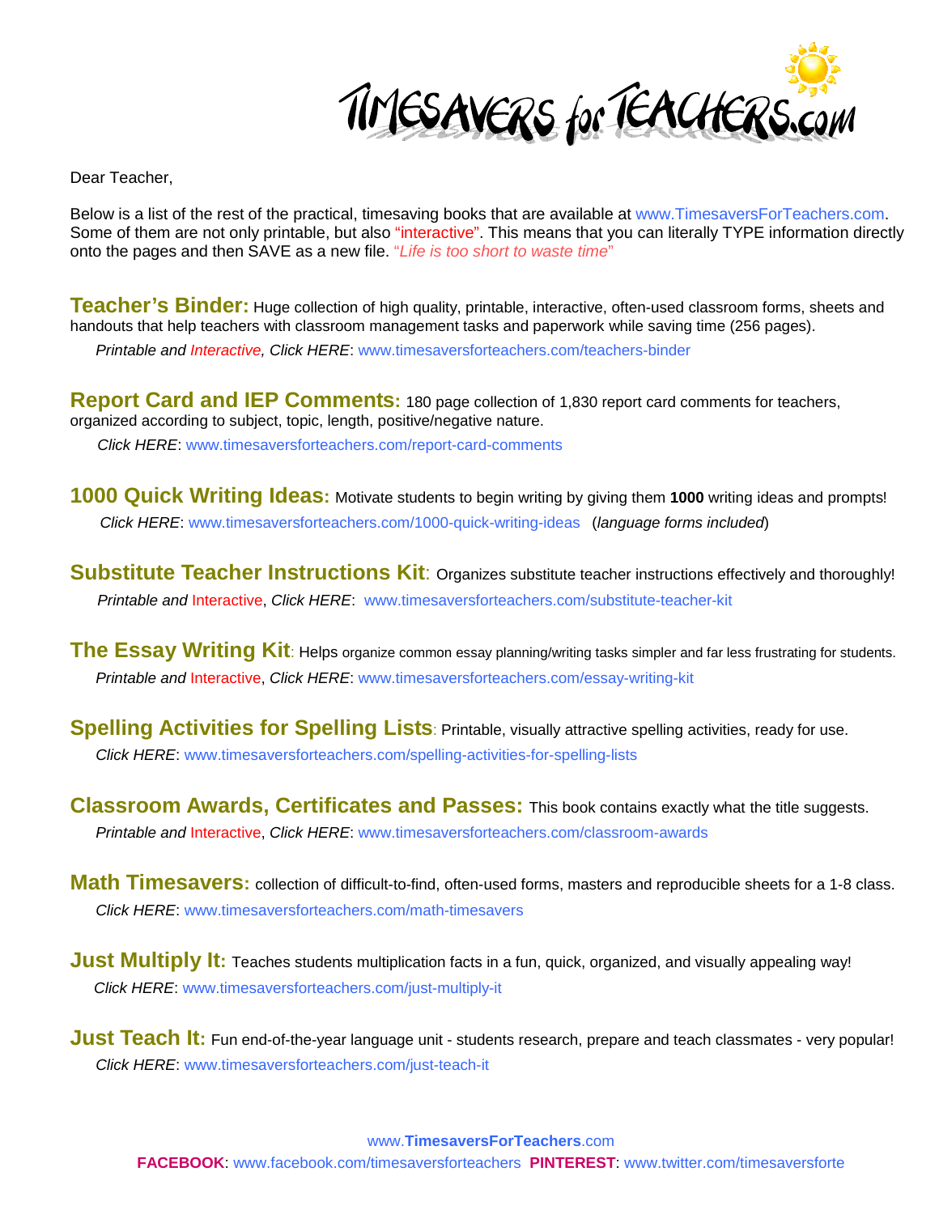# TIMESAVERS for TEACHERS.com

Dear Teacher,

Below is a list of the rest of the practical, timesaving books that are available at www.TimesaversForTeachers.com. Some of them are not only printable, but also "interactive". This means that you can literally TYPE information directly onto the pages and then SAVE as a new file. *"Life is too short to waste time"*

**Teacher's Binder:** Huge collection of high quality, printable, interactive, often-used classroom forms, sheets and handouts that help teachers with classroom management tasks and paperwork while saving time (256 pages).

*Printable and Interactive, Click HERE*: www.timesaversforteachers.com/teachers-binder

**Report Card and IEP Comments:** 180 page collection of 1,830 report card comments for teachers, organized according to subject, topic, length, positive/negative nature.

*Click HERE*: www.timesaversforteachers.com/report-card-comments

**1000 Quick Writing Ideas:** Motivate students to begin writing by giving them **1000** writing ideas and prompts!

*Click HERE*: www.timesaversforteachers.com/1000-quick-writing-ideas (*language forms included*)

**Substitute Teacher Instructions Kit**: Organizes substitute teacher instructions effectively and thoroughly!

*Printable and* Interactive, *Click HERE*: www.timesaversforteachers.com/substitute-teacher-kit

**The Essay Writing Kit**: Helps organize common essay planning/writing tasks simpler and far less frustrating for students.

*Printable and* Interactive, *Click HERE*: www.timesaversforteachers.com/essay-writing-kit

**Spelling Activities for Spelling Lists**: Printable, visually attractive spelling activities, ready for use.

*Click HERE*: www.timesaversforteachers.com/spelling-activities-for-spelling-lists

**Classroom Awards, Certificates and Passes:** This book contains exactly what the title suggests.

*Printable and* Interactive, *Click HERE*: www.timesaversforteachers.com/classroom-awards

**Math Timesavers:** collection of difficult-to-find, often-used forms, masters and reproducible sheets for a 1-8 class.

*Click HERE*: www.timesaversforteachers.com/math-timesavers

**Just Multiply It:** Teaches students multiplication facts in a fun, quick, organized, and visually appealing way!

*Click HERE*: www.timesaversforteachers.com/just-multiply-it

**Just Teach It:** Fun end-of-the-year language unit - students research, prepare and teach classmates - very popular!

*Click HERE*: www.timesaversforteachers.com/just-teach-it

www.**TimesaversForTeachers**.com

**FACEBOOK**: www.facebook.com/timesaversforteachers **PINTEREST**: www.twitter.com/timesaversforte